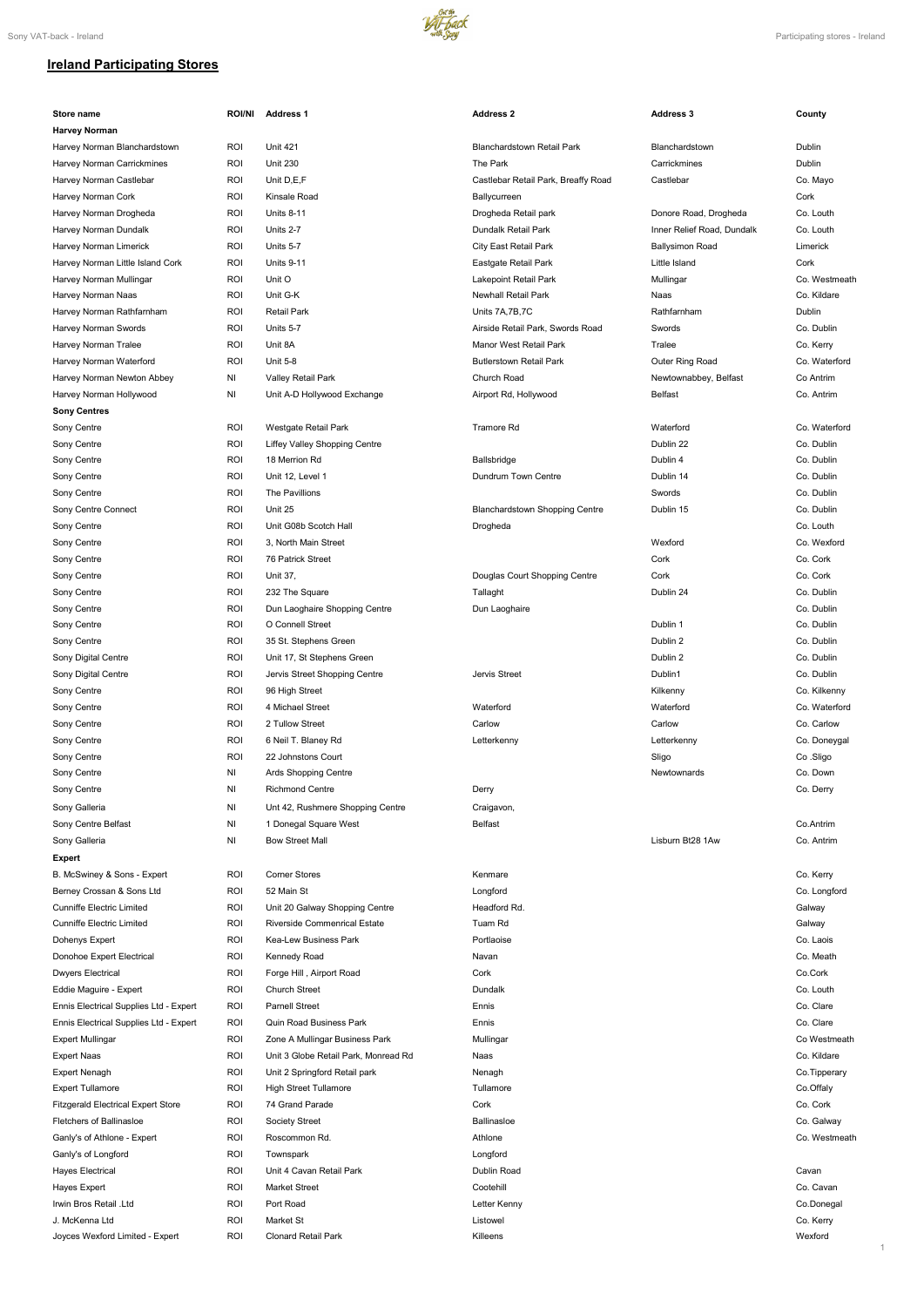## Ireland Participating Stores

| Store name | ROI/NI | Address 1 | Address 2 | Address 3 | County |
|---|---|---|---|---|---|
| **Harvey Norman** | | | | | |
| Harvey Norman Blanchardstown | ROI | Unit 421 | Blanchardstown Retail Park | Blanchardstown | Dublin |
| Harvey Norman Carrickmines | ROI | Unit 230 | The Park | Carrickmines | Dublin |
| Harvey Norman Castlebar | ROI | Unit D,E,F | Castlebar Retail Park, Breaffy Road | Castlebar | Co. Mayo |
| Harvey Norman Cork | ROI | Kinsale Road | Ballycurreen | | Cork |
| Harvey Norman Drogheda | ROI | Units 8-11 | Drogheda Retail park | Donore Road, Drogheda | Co. Louth |
| Harvey Norman Dundalk | ROI | Units 2-7 | Dundalk Retail Park | Inner Relief Road, Dundalk | Co. Louth |
| Harvey Norman Limerick | ROI | Units 5-7 | City East Retail Park | Ballysimon Road | Limerick |
| Harvey Norman Little Island Cork | ROI | Units 9-11 | Eastgate Retail Park | Little Island | Cork |
| Harvey Norman Mullingar | ROI | Unit O | Lakepoint Retail Park | Mullingar | Co. Westmeath |
| Harvey Norman Naas | ROI | Unit G-K | Newhall Retail Park | Naas | Co. Kildare |
| Harvey Norman Rathfarnham | ROI | Retail Park | Units 7A,7B,7C | Rathfarnham | Dublin |
| Harvey Norman Swords | ROI | Units 5-7 | Airside Retail Park, Swords Road | Swords | Co. Dublin |
| Harvey Norman Tralee | ROI | Unit 8A | Manor West Retail Park | Tralee | Co. Kerry |
| Harvey Norman Waterford | ROI | Unit 5-8 | Butlerstown Retail Park | Outer Ring Road | Co. Waterford |
| Harvey Norman Newton Abbey | NI | Valley Retail Park | Church Road | Newtownabbey, Belfast | Co Antrim |
| Harvey Norman Hollywood | NI | Unit A-D Hollywood Exchange | Airport Rd, Hollywood | Belfast | Co. Antrim |
| **Sony Centres** | | | | | |
| Sony Centre | ROI | Westgate Retail Park | Tramore Rd | Waterford | Co. Waterford |
| Sony Centre | ROI | Liffey Valley Shopping Centre | | Dublin 22 | Co. Dublin |
| Sony Centre | ROI | 18 Merrion Rd | Ballsbridge | Dublin 4 | Co. Dublin |
| Sony Centre | ROI | Unit 12, Level 1 | Dundrum Town Centre | Dublin 14 | Co. Dublin |
| Sony Centre | ROI | The Pavillions | | Swords | Co. Dublin |
| Sony Centre Connect | ROI | Unit 25 | Blanchardstown Shopping Centre | Dublin 15 | Co. Dublin |
| Sony Centre | ROI | Unit G08b Scotch Hall | Drogheda | | Co. Louth |
| Sony Centre | ROI | 3, North Main Street | | Wexford | Co. Wexford |
| Sony Centre | ROI | 76 Patrick Street | | Cork | Co. Cork |
| Sony Centre | ROI | Unit 37, | Douglas Court Shopping Centre | Cork | Co. Cork |
| Sony Centre | ROI | 232 The Square | Tallaght | Dublin 24 | Co. Dublin |
| Sony Centre | ROI | Dun Laoghaire Shopping Centre | Dun Laoghaire | | Co. Dublin |
| Sony Centre | ROI | O Connell Street | | Dublin 1 | Co. Dublin |
| Sony Centre | ROI | 35 St. Stephens Green | | Dublin 2 | Co. Dublin |
| Sony Digital Centre | ROI | Unit 17, St Stephens Green | | Dublin 2 | Co. Dublin |
| Sony Digital Centre | ROI | Jervis Street Shopping Centre | Jervis Street | Dublin1 | Co. Dublin |
| Sony Centre | ROI | 96 High Street | | Kilkenny | Co. Kilkenny |
| Sony Centre | ROI | 4 Michael Street | Waterford | Waterford | Co. Waterford |
| Sony Centre | ROI | 2 Tullow Street | Carlow | Carlow | Co. Carlow |
| Sony Centre | ROI | 6 Neil T. Blaney Rd | Letterkenny | Letterkenny | Co. Doneygal |
| Sony Centre | ROI | 22 Johnstons Court | | Sligo | Co .Sligo |
| Sony Centre | NI | Ards Shopping Centre | | Newtownards | Co. Down |
| Sony Centre | NI | Richmond Centre | Derry | | Co. Derry |
| Sony Galleria | NI | Unt 42, Rushmere Shopping Centre | Craigavon, | | |
| Sony Centre Belfast | NI | 1 Donegal Square West | Belfast | | Co.Antrim |
| Sony Galleria | NI | Bow Street Mall | | Lisburn Bt28 1Aw | Co. Antrim |
| **Expert** | | | | | |
| B. McSwiney & Sons - Expert | ROI | Corner Stores | Kenmare | | Co. Kerry |
| Berney Crossan & Sons Ltd | ROI | 52 Main St | Longford | | Co. Longford |
| Cunniffe Electric Limited | ROI | Unit 20 Galway Shopping Centre | Headford Rd. | | Galway |
| Cunniffe Electric Limited | ROI | Riverside Commenrical Estate | Tuam Rd | | Galway |
| Dohenys Expert | ROI | Kea-Lew Business Park | Portlaoise | | Co. Laois |
| Donohoe Expert Electrical | ROI | Kennedy Road | Navan | | Co. Meath |
| Dwyers Electrical | ROI | Forge Hill , Airport Road | Cork | | Co.Cork |
| Eddie Maguire - Expert | ROI | Church Street | Dundalk | | Co. Louth |
| Ennis Electrical Supplies Ltd - Expert | ROI | Parnell Street | Ennis | | Co. Clare |
| Ennis Electrical Supplies Ltd - Expert | ROI | Quin Road Business Park | Ennis | | Co. Clare |
| Expert Mullingar | ROI | Zone A Mullingar Business Park | Mullingar | | Co Westmeath |
| Expert Naas | ROI | Unit 3 Globe Retail Park, Monread Rd | Naas | | Co. Kildare |
| Expert Nenagh | ROI | Unit 2 Springford Retail park | Nenagh | | Co.Tipperary |
| Expert Tullamore | ROI | High Street Tullamore | Tullamore | | Co.Offaly |
| Fitzgerald Electrical Expert Store | ROI | 74 Grand Parade | Cork | | Co. Cork |
| Fletchers of Ballinasloe | ROI | Society Street | Ballinasloe | | Co. Galway |
| Ganly's of Athlone - Expert | ROI | Roscommon Rd. | Athlone | | Co. Westmeath |
| Ganly's of Longford | ROI | Townspark | Longford | | |
| Hayes Electrical | ROI | Unit 4 Cavan Retail Park | Dublin Road | | Cavan |
| Hayes Expert | ROI | Market Street | Cootehill | | Co. Cavan |
| Irwin Bros Retail .Ltd | ROI | Port Road | Letter Kenny | | Co.Donegal |
| J. McKenna Ltd | ROI | Market St | Listowel | | Co. Kerry |
| Joyces Wexford Limited - Expert | ROI | Clonard Retail Park | Killeens | | Wexford |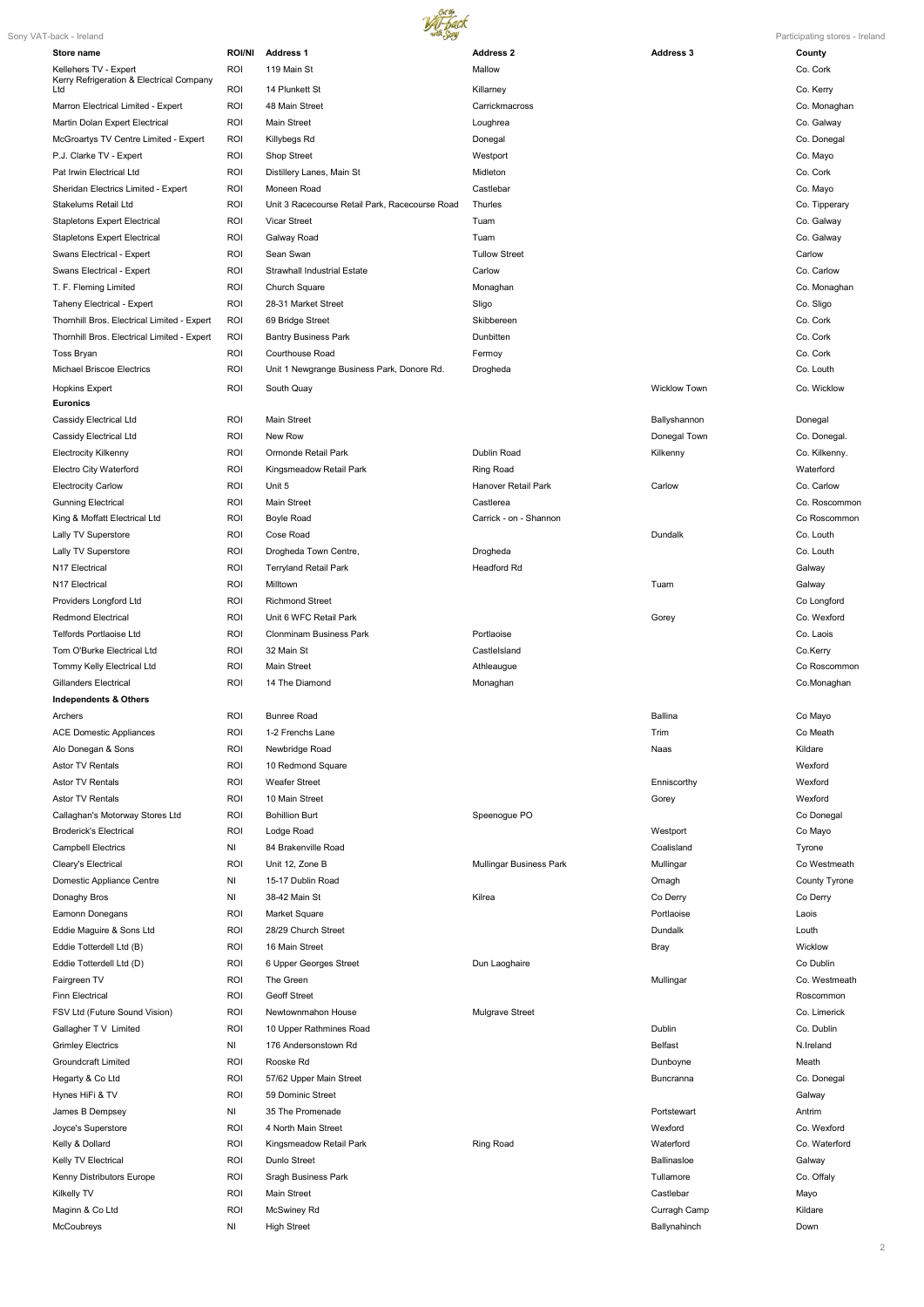| Store name | ROI/NI | Address 1 | Address 2 | Address 3 | County |
|---|---|---|---|---|---|
| Kellehers TV - Expert | ROI | 119 Main St | Mallow | | Co. Cork |
| Kerry Refrigeration & Electrical Company Ltd | ROI | 14 Plunkett St | Killarney | | Co. Kerry |
| Marron Electrical Limited - Expert | ROI | 48 Main Street | Carrickmacross | | Co. Monaghan |
| Martin Dolan Expert Electrical | ROI | Main Street | Loughrea | | Co. Galway |
| McGroartys TV Centre Limited - Expert | ROI | Killybegs Rd | Donegal | | Co. Donegal |
| P.J. Clarke TV - Expert | ROI | Shop Street | Westport | | Co. Mayo |
| Pat Irwin Electrical Ltd | ROI | Distillery Lanes, Main St | Midleton | | Co. Cork |
| Sheridan Electrics Limited - Expert | ROI | Moneen Road | Castlebar | | Co. Mayo |
| Stakelums Retail Ltd | ROI | Unit 3 Racecourse Retail Park, Racecourse Road | Thurles | | Co. Tipperary |
| Stapletons Expert Electrical | ROI | Vicar Street | Tuam | | Co. Galway |
| Stapletons Expert Electrical | ROI | Galway Road | Tuam | | Co. Galway |
| Swans Electrical - Expert | ROI | Sean Swan | Tullow Street | | Carlow |
| Swans Electrical - Expert | ROI | Strawhall Industrial Estate | Carlow | | Co. Carlow |
| T. F. Fleming Limited | ROI | Church Square | Monaghan | | Co. Monaghan |
| Taheny Electrical - Expert | ROI | 28-31 Market Street | Sligo | | Co. Sligo |
| Thornhill Bros. Electrical Limited - Expert | ROI | 69 Bridge Street | Skibbereen | | Co. Cork |
| Thornhill Bros. Electrical Limited - Expert | ROI | Bantry Business Park | Dunbitten | | Co. Cork |
| Toss Bryan | ROI | Courthouse Road | Fermoy | | Co. Cork |
| Michael Briscoe Electrics | ROI | Unit 1 Newgrange Business Park, Donore Rd. | Drogheda | | Co. Louth |
| Hopkins Expert | ROI | South Quay | | Wicklow Town | Co. Wicklow |
| **Euronics** | | | | | |
| Cassidy Electrical Ltd | ROI | Main Street | | Ballyshannon | Donegal |
| Cassidy Electrical Ltd | ROI | New Row | | Donegal Town | Co. Donegal. |
| Electrocity Kilkenny | ROI | Ormonde Retail Park | Dublin Road | Kilkenny | Co. Kilkenny. |
| Electro City Waterford | ROI | Kingsmeadow Retail Park | Ring Road | | Waterford |
| Electrocity Carlow | ROI | Unit 5 | Hanover Retail Park | Carlow | Co. Carlow |
| Gunning Electrical | ROI | Main Street | Castlerea | | Co. Roscommon |
| King & Moffatt Electrical Ltd | ROI | Boyle Road | Carrick - on - Shannon | | Co Roscommon |
| Lally TV Superstore | ROI | Cose Road | | Dundalk | Co. Louth |
| Lally TV Superstore | ROI | Drogheda Town Centre, | Drogheda | | Co. Louth |
| N17 Electrical | ROI | Terryland Retail Park | Headford Rd | | Galway |
| N17 Electrical | ROI | Milltown | | Tuam | Galway |
| Providers Longford Ltd | ROI | Richmond Street | | | Co Longford |
| Redmond Electrical | ROI | Unit 6 WFC Retail Park | | Gorey | Co. Wexford |
| Telfords Portlaoise Ltd | ROI | Clonminam Business Park | Portlaoise | | Co. Laois |
| Tom O'Burke Electrical Ltd | ROI | 32 Main St | Castlelsland | | Co.Kerry |
| Tommy Kelly Electrical Ltd | ROI | Main Street | Athleaugue | | Co Roscommon |
| Gillanders Electrical | ROI | 14 The Diamond | Monaghan | | Co.Monaghan |
| **Independents & Others** | | | | | |
| Archers | ROI | Bunree Road | | Ballina | Co Mayo |
| ACE Domestic Appliances | ROI | 1-2 Frenchs Lane | | Trim | Co Meath |
| Alo Donegan & Sons | ROI | Newbridge Road | | Naas | Kildare |
| Astor TV Rentals | ROI | 10 Redmond Square | | | Wexford |
| Astor TV Rentals | ROI | Weafer Street | | Enniscorthy | Wexford |
| Astor TV Rentals | ROI | 10 Main Street | | Gorey | Wexford |
| Callaghan's Motorway Stores Ltd | ROI | Bohillion Burt | Speenogue PO | | Co Donegal |
| Broderick's Electrical | ROI | Lodge Road | | Westport | Co Mayo |
| Campbell Electrics | NI | 84 Brakenville Road | | Coalisland | Tyrone |
| Cleary's Electrical | ROI | Unit 12, Zone B | Mullingar Business Park | Mullingar | Co Westmeath |
| Domestic Appliance Centre | NI | 15-17 Dublin Road | | Omagh | County Tyrone |
| Donaghy Bros | NI | 38-42 Main St | Kilrea | Co Derry | Co Derry |
| Eamonn Donegans | ROI | Market Square | | Portlaoise | Laois |
| Eddie Maguire & Sons Ltd | ROI | 28/29 Church Street | | Dundalk | Louth |
| Eddie Totterdell Ltd (B) | ROI | 16 Main Street | | Bray | Wicklow |
| Eddie Totterdell Ltd (D) | ROI | 6 Upper Georges Street | Dun Laoghaire | | Co Dublin |
| Fairgreen TV | ROI | The Green | | Mullingar | Co. Westmeath |
| Finn Electrical | ROI | Geoff Street | | | Roscommon |
| FSV Ltd (Future Sound Vision) | ROI | Newtownmahon House | Mulgrave Street | | Co. Limerick |
| Gallagher T V Limited | ROI | 10 Upper Rathmines Road | | Dublin | Co. Dublin |
| Grimley Electrics | NI | 176 Andersonstown Rd | | Belfast | N.Ireland |
| Groundcraft Limited | ROI | Rooske Rd | | Dunboyne | Meath |
| Hegarty & Co Ltd | ROI | 57/62 Upper Main Street | | Buncranna | Co. Donegal |
| Hynes HiFi & TV | ROI | 59 Dominic Street | | | Galway |
| James B Dempsey | NI | 35 The Promenade | | Portstewart | Antrim |
| Joyce's Superstore | ROI | 4 North Main Street | | Wexford | Co. Wexford |
| Kelly & Dollard | ROI | Kingsmeadow Retail Park | Ring Road | Waterford | Co. Waterford |
| Kelly TV Electrical | ROI | Dunlo Street | | Ballinasloe | Galway |
| Kenny Distributors Europe | ROI | Sragh Business Park | | Tullamore | Co. Offaly |
| Kilkelly TV | ROI | Main Street | | Castlebar | Mayo |
| Maginn & Co Ltd | ROI | McSwiney Rd | | Curragh Camp | Kildare |
| McCoubreys | NI | High Street | | Ballynahinch | Down |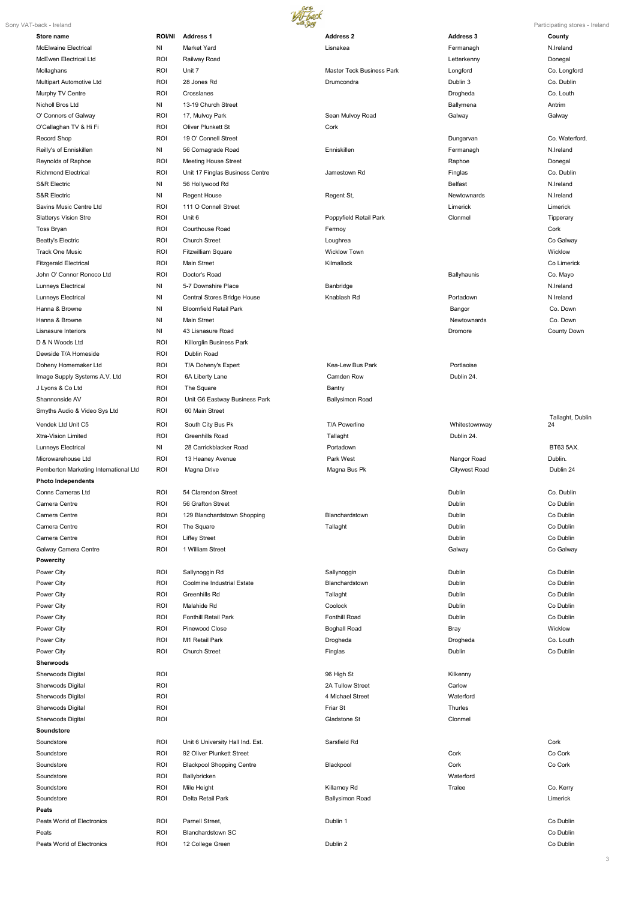| Store name | ROI/NI | Address 1 | Address 2 | Address 3 | County |
|---|---|---|---|---|---|
| McElwaine Electrical | NI | Market Yard | Lisnakea | Fermanagh | N.Ireland |
| McEwen Electrical Ltd | ROI | Railway Road | | Letterkenny | Donegal |
| Mollaghans | ROI | Unit 7 | Master Teck Business Park | Longford | Co. Longford |
| Multipart Automotive Ltd | ROI | 28 Jones Rd | Drumcondra | Dublin 3 | Co. Dublin |
| Murphy TV Centre | ROI | Crosslanes | | Drogheda | Co. Louth |
| Nicholl Bros Ltd | NI | 13-19 Church Street | | Ballymena | Antrim |
| O' Connors of Galway | ROI | 17, Mulvoy Park | Sean Mulvoy Road | Galway | Galway |
| O'Callaghan TV & Hi Fi | ROI | Oliver Plunkett St | Cork | | |
| Record Shop | ROI | 19 O' Connell Street | | Dungarvan | Co. Waterford. |
| Reilly's of Enniskillen | NI | 56 Cornagrade Road | Enniskillen | Fermanagh | N.Ireland |
| Reynolds of Raphoe | ROI | Meeting House Street | | Raphoe | Donegal |
| Richmond Electrical | ROI | Unit 17 Finglas Business Centre | Jamestown Rd | Finglas | Co. Dublin |
| S&R Electric | NI | 56 Hollywood Rd | | Belfast | N.Ireland |
| S&R Electric | NI | Regent House | Regent St, | Newtownards | N.Ireland |
| Savins Music Centre Ltd | ROI | 111 O Connell Street | | Limerick | Limerick |
| Slatterys Vision Stre | ROI | Unit 6 | Poppyfield Retail Park | Clonmel | Tipperary |
| Toss Bryan | ROI | Courthouse Road | Fermoy | | Cork |
| Beatty's Electric | ROI | Church Street | Loughrea | | Co Galway |
| Track One Music | ROI | Fitzwilliam Square | Wicklow Town | | Wicklow |
| Fitzgerald Electrical | ROI | Main Street | Kilmallock | | Co Limerick |
| John O' Connor Ronoco Ltd | ROI | Doctor's Road | | Ballyhaunis | Co. Mayo |
| Lunneys Electrical | NI | 5-7 Downshire Place | Banbridge | | N.Ireland |
| Lunneys Electrical | NI | Central Stores Bridge House | Knablash Rd | Portadown | N Ireland |
| Hanna & Browne | NI | Bloomfield Retail Park | | Bangor | Co. Down |
| Hanna & Browne | NI | Main Street | | Newtownards | Co. Down |
| Lisnasure Interiors | NI | 43 Lisnasure Road | | Dromore | County Down |
| D & N Woods Ltd | ROI | Killorglin Business Park | | | |
| Dewside T/A Homeside | ROI | Dublin Road | | | |
| Doheny Homemaker Ltd | ROI | T/A Doheny's Expert | Kea-Lew Bus Park | Portlaoise | |
| Image Supply Systems A.V. Ltd | ROI | 6A Liberty Lane | Camden Row | Dublin 24. | |
| J Lyons & Co Ltd | ROI | The Square | Bantry | | |
| Shannonside AV | ROI | Unit G6 Eastway Business Park | Ballysimon Road | | |
| Smyths Audio & Video Sys Ltd | ROI | 60 Main Street | | | |
| Vendek Ltd Unit C5 | ROI | South City Bus Pk | T/A Powerline | Whitestownway | Tallaght, Dublin 24 |
| Xtra-Vision Limited | ROI | Greenhills Road | Tallaght | Dublin 24. | |
| Lunneys Electrical | NI | 28 Carrickblacker Road | Portadown | | BT63 5AX. |
| Microwarehouse Ltd | ROI | 13 Heaney Avenue | Park West | Nangor Road | Dublin. |
| Pemberton Marketing International Ltd | ROI | Magna Drive | Magna Bus Pk | Citywest Road | Dublin 24 |
| **Photo Independents** | | | | | |
| Conns Cameras Ltd | ROI | 54 Clarendon Street | | Dublin | Co. Dublin |
| Camera Centre | ROI | 56 Grafton Street | | Dublin | Co Dublin |
| Camera Centre | ROI | 129 Blanchardstown Shopping | Blanchardstown | Dublin | Co Dublin |
| Camera Centre | ROI | The Square | Tallaght | Dublin | Co Dublin |
| Camera Centre | ROI | Liffey Street | | Dublin | Co Dublin |
| Galway Camera Centre | ROI | 1 William Street | | Galway | Co Galway |
| **Powercity** | | | | | |
| Power City | ROI | Sallynoggin Rd | Sallynoggin | Dublin | Co Dublin |
| Power City | ROI | Coolmine Industrial Estate | Blanchardstown | Dublin | Co Dublin |
| Power City | ROI | Greenhills Rd | Tallaght | Dublin | Co Dublin |
| Power City | ROI | Malahide Rd | Coolock | Dublin | Co Dublin |
| Power City | ROI | Fonthill Retail Park | Fonthill Road | Dublin | Co Dublin |
| Power City | ROI | Pinewood Close | Boghall Road | Bray | Wicklow |
| Power City | ROI | M1 Retail Park | Drogheda | Drogheda | Co. Louth |
| Power City | ROI | Church Street | Finglas | Dublin | Co Dublin |
| **Sherwoods** | | | | | |
| Sherwoods Digital | ROI | | 96 High St | Kilkenny | |
| Sherwoods Digital | ROI | | 2A Tullow Street | Carlow | |
| Sherwoods Digital | ROI | | 4 Michael Street | Waterford | |
| Sherwoods Digital | ROI | | Friar St | Thurles | |
| Sherwoods Digital | ROI | | Gladstone St | Clonmel | |
| **Soundstore** | | | | | |
| Soundstore | ROI | Unit 6 University Hall Ind. Est. | Sarsfield Rd | | Cork |
| Soundstore | ROI | 92 Oliver Plunkett Street | | Cork | Co Cork |
| Soundstore | ROI | Blackpool Shopping Centre | Blackpool | Cork | Co Cork |
| Soundstore | ROI | Ballybricken | | Waterford | |
| Soundstore | ROI | Mile Height | Killarney Rd | Tralee | Co. Kerry |
| Soundstore | ROI | Delta Retail Park | Ballysimon Road | | Limerick |
| **Peats** | | | | | |
| Peats World of Electronics | ROI | Parnell Street, | Dublin 1 | | Co Dublin |
| Peats | ROI | Blanchardstown SC | | | Co Dublin |
| Peats World of Electronics | ROI | 12 College Green | Dublin 2 | | Co Dublin |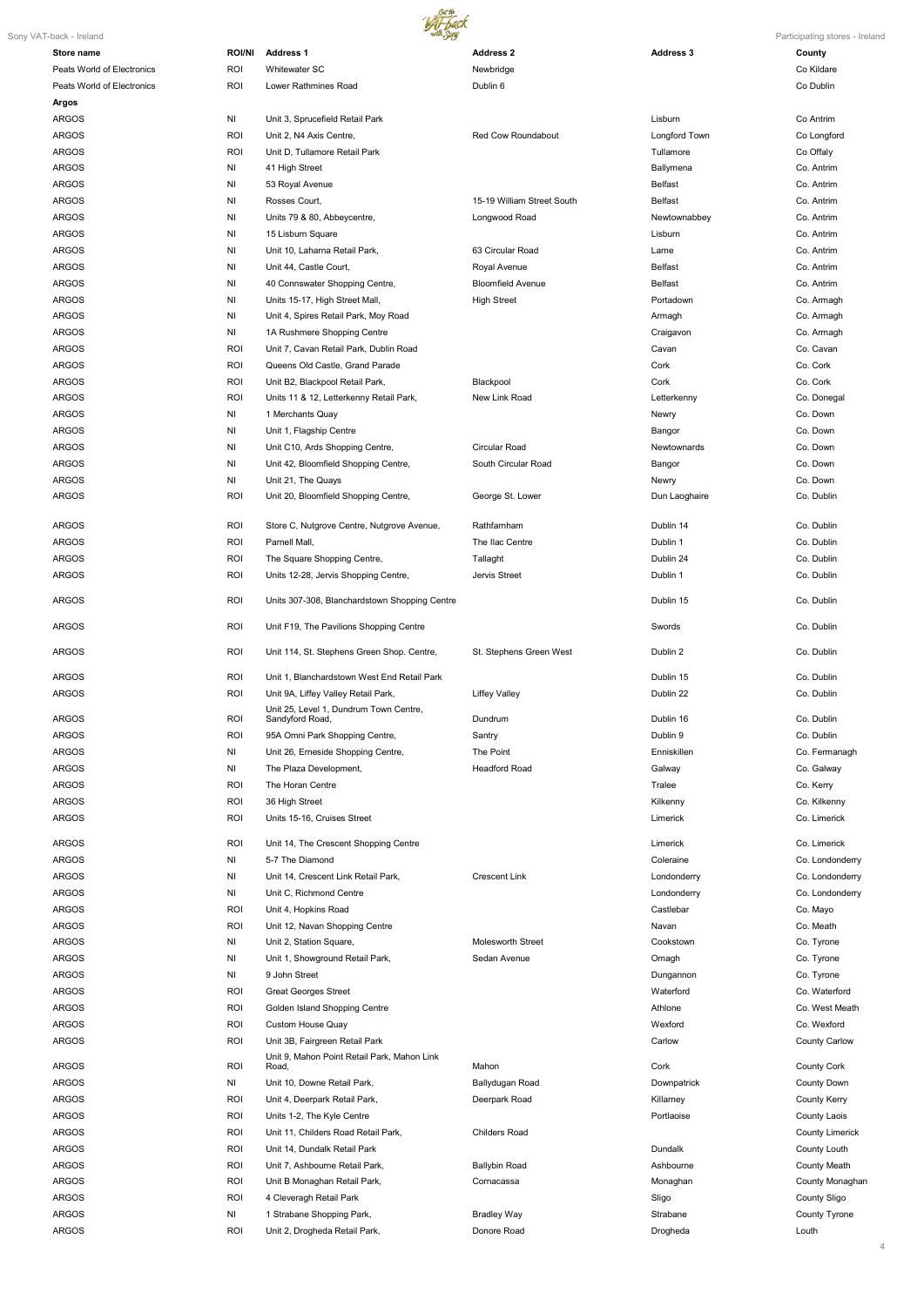| Store name | ROI/NI | Address 1 | Address 2 | Address 3 | County |
|---|---|---|---|---|---|
| Peats World of Electronics | ROI | Whitewater SC | Newbridge | | Co Kildare |
| Peats World of Electronics | ROI | Lower Rathmines Road | Dublin 6 | | Co Dublin |
| **Argos** | | | | | |
| ARGOS | NI | Unit 3, Sprucefield Retail Park | | Lisburn | Co Antrim |
| ARGOS | ROI | Unit 2, N4 Axis Centre, | Red Cow Roundabout | Longford Town | Co Longford |
| ARGOS | ROI | Unit D, Tullamore Retail Park | | Tullamore | Co Offaly |
| ARGOS | NI | 41 High Street | | Ballymena | Co. Antrim |
| ARGOS | NI | 53 Royal Avenue | | Belfast | Co. Antrim |
| ARGOS | NI | Rosses Court, | 15-19 William Street South | Belfast | Co. Antrim |
| ARGOS | NI | Units 79 & 80, Abbeycentre, | Longwood Road | Newtownabbey | Co. Antrim |
| ARGOS | NI | 15 Lisburn Square | | Lisburn | Co. Antrim |
| ARGOS | NI | Unit 10, Laharna Retail Park, | 63 Circular Road | Larne | Co. Antrim |
| ARGOS | NI | Unit 44, Castle Court, | Royal Avenue | Belfast | Co. Antrim |
| ARGOS | NI | 40 Connswater Shopping Centre, | Bloomfield Avenue | Belfast | Co. Antrim |
| ARGOS | NI | Units 15-17, High Street Mall, | High Street | Portadown | Co. Armagh |
| ARGOS | NI | Unit 4, Spires Retail Park, Moy Road | | Armagh | Co. Armagh |
| ARGOS | NI | 1A Rushmere Shopping Centre | | Craigavon | Co. Armagh |
| ARGOS | ROI | Unit 7, Cavan Retail Park, Dublin Road | | Cavan | Co. Cavan |
| ARGOS | ROI | Queens Old Castle, Grand Parade | | Cork | Co. Cork |
| ARGOS | ROI | Unit B2, Blackpool Retail Park, | Blackpool | Cork | Co. Cork |
| ARGOS | ROI | Units 11 & 12, Letterkenny Retail Park, | New Link Road | Letterkenny | Co. Donegal |
| ARGOS | NI | 1 Merchants Quay | | Newry | Co. Down |
| ARGOS | NI | Unit 1, Flagship Centre | | Bangor | Co. Down |
| ARGOS | NI | Unit C10, Ards Shopping Centre, | Circular Road | Newtownards | Co. Down |
| ARGOS | NI | Unit 42, Bloomfield Shopping Centre, | South Circular Road | Bangor | Co. Down |
| ARGOS | NI | Unit 21, The Quays | | Newry | Co. Down |
| ARGOS | ROI | Unit 20, Bloomfield Shopping Centre, | George St. Lower | Dun Laoghaire | Co. Dublin |
| ARGOS | ROI | Store C, Nutgrove Centre, Nutgrove Avenue, | Rathfarnham | Dublin 14 | Co. Dublin |
| ARGOS | ROI | Parnell Mall, | The Ilac Centre | Dublin 1 | Co. Dublin |
| ARGOS | ROI | The Square Shopping Centre, | Tallaght | Dublin 24 | Co. Dublin |
| ARGOS | ROI | Units 12-28, Jervis Shopping Centre, | Jervis Street | Dublin 1 | Co. Dublin |
| ARGOS | ROI | Units 307-308, Blanchardstown Shopping Centre | | Dublin 15 | Co. Dublin |
| ARGOS | ROI | Unit F19, The Pavilions Shopping Centre | | Swords | Co. Dublin |
| ARGOS | ROI | Unit 114, St. Stephens Green Shop. Centre, | St. Stephens Green West | Dublin 2 | Co. Dublin |
| ARGOS | ROI | Unit 1, Blanchardstown West End Retail Park | | Dublin 15 | Co. Dublin |
| ARGOS | ROI | Unit 9A, Liffey Valley Retail Park, | Liffey Valley | Dublin 22 | Co. Dublin |
| ARGOS | ROI | Unit 25, Level 1, Dundrum Town Centre, Sandyford Road, | Dundrum | Dublin 16 | Co. Dublin |
| ARGOS | ROI | 95A Omni Park Shopping Centre, | Santry | Dublin 9 | Co. Dublin |
| ARGOS | NI | Unit 26, Erneside Shopping Centre, | The Point | Enniskillen | Co. Fermanagh |
| ARGOS | NI | The Plaza Development, | Headford Road | Galway | Co. Galway |
| ARGOS | ROI | The Horan Centre | | Tralee | Co. Kerry |
| ARGOS | ROI | 36 High Street | | Kilkenny | Co. Kilkenny |
| ARGOS | ROI | Units 15-16, Cruises Street | | Limerick | Co. Limerick |
| ARGOS | ROI | Unit 14, The Crescent Shopping Centre | | Limerick | Co. Limerick |
| ARGOS | NI | 5-7 The Diamond | | Coleraine | Co. Londonderry |
| ARGOS | NI | Unit 14, Crescent Link Retail Park, | Crescent Link | Londonderry | Co. Londonderry |
| ARGOS | NI | Unit C, Richmond Centre | | Londonderry | Co. Londonderry |
| ARGOS | ROI | Unit 4, Hopkins Road | | Castlebar | Co. Mayo |
| ARGOS | ROI | Unit 12, Navan Shopping Centre | | Navan | Co. Meath |
| ARGOS | NI | Unit 2, Station Square, | Molesworth Street | Cookstown | Co. Tyrone |
| ARGOS | NI | Unit 1, Showground Retail Park, | Sedan Avenue | Omagh | Co. Tyrone |
| ARGOS | NI | 9 John Street | | Dungannon | Co. Tyrone |
| ARGOS | ROI | Great Georges Street | | Waterford | Co. Waterford |
| ARGOS | ROI | Golden Island Shopping Centre | | Athlone | Co. West Meath |
| ARGOS | ROI | Custom House Quay | | Wexford | Co. Wexford |
| ARGOS | ROI | Unit 3B, Fairgreen Retail Park | | Carlow | County Carlow |
| ARGOS | ROI | Unit 9, Mahon Point Retail Park, Mahon Link Road, | Mahon | Cork | County Cork |
| ARGOS | NI | Unit 10, Downe Retail Park, | Ballydugan Road | Downpatrick | County Down |
| ARGOS | ROI | Unit 4, Deerpark Retail Park, | Deerpark Road | Killarney | County Kerry |
| ARGOS | ROI | Units 1-2, The Kyle Centre | | Portlaoise | County Laois |
| ARGOS | ROI | Unit 11, Childers Road Retail Park, | Childers Road | | County Limerick |
| ARGOS | ROI | Unit 14, Dundalk Retail Park | | Dundalk | County Louth |
| ARGOS | ROI | Unit 7, Ashbourne Retail Park, | Ballybin Road | Ashbourne | County Meath |
| ARGOS | ROI | Unit B Monaghan Retail Park, | Cornacassa | Monaghan | County Monaghan |
| ARGOS | ROI | 4 Cleveragh Retail Park | | Sligo | County Sligo |
| ARGOS | NI | 1 Strabane Shopping Park, | Bradley Way | Strabane | County Tyrone |
| ARGOS | ROI | Unit 2, Drogheda Retail Park, | Donore Road | Drogheda | Louth |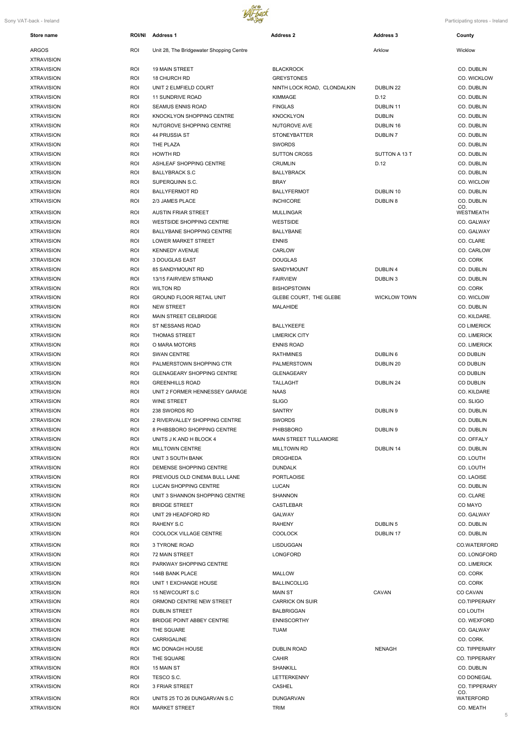| Store name | ROI/NI | Address 1 | Address 2 | Address 3 | County |
|---|---|---|---|---|---|
| ARGOS | ROI | Unit 28, The Bridgewater Shopping Centre | | Arklow | Wicklow |
| XTRAVISION | | | | | |
| XTRAVISION | ROI | 19 MAIN STREET | BLACKROCK | | CO. DUBLIN |
| XTRAVISION | ROI | 18 CHURCH RD | GREYSTONES | | CO. WICKLOW |
| XTRAVISION | ROI | UNIT 2 ELMFIELD COURT | NINTH LOCK ROAD, CLONDALKIN | DUBLIN 22 | CO. DUBLIN |
| XTRAVISION | ROI | 11 SUNDRIVE ROAD | KIMMAGE | D.12 | CO. DUBLIN |
| XTRAVISION | ROI | SEAMUS ENNIS ROAD | FINGLAS | DUBLIN 11 | CO. DUBLIN |
| XTRAVISION | ROI | KNOCKLYON SHOPPING CENTRE | KNOCKLYON | DUBLIN | CO. DUBLIN |
| XTRAVISION | ROI | NUTGROVE SHOPPING CENTRE | NUTGROVE AVE | DUBLIN 16 | CO. DUBLIN |
| XTRAVISION | ROI | 44 PRUSSIA ST | STONEYBATTER | DUBLIN 7 | CO. DUBLIN |
| XTRAVISION | ROI | THE PLAZA | SWORDS | | CO. DUBLIN |
| XTRAVISION | ROI | HOWTH RD | SUTTON CROSS | SUTTON A 13 T | CO. DUBLIN |
| XTRAVISION | ROI | ASHLEAF SHOPPING CENTRE | CRUMLIN | D.12 | CO. DUBLIN |
| XTRAVISION | ROI | BALLYBRACK S.C | BALLYBRACK | | CO. DUBLIN |
| XTRAVISION | ROI | SUPERQUINN S.C. | BRAY | | CO. WICLOW |
| XTRAVISION | ROI | BALLYFERMOT RD | BALLYFERMOT | DUBLIN 10 | CO. DUBLIN |
| XTRAVISION | ROI | 2/3 JAMES PLACE | INCHICORE | DUBLIN 8 | CO. DUBLIN |
| XTRAVISION | ROI | AUSTIN FRIAR STREET | MULLINGAR | | CO. WESTMEATH |
| XTRAVISION | ROI | WESTSIDE SHOPPING CENTRE | WESTSIDE | | CO. GALWAY |
| XTRAVISION | ROI | BALLYBANE SHOPPING CENTRE | BALLYBANE | | CO. GALWAY |
| XTRAVISION | ROI | LOWER MARKET STREET | ENNIS | | CO. CLARE |
| XTRAVISION | ROI | KENNEDY AVENUE | CARLOW | | CO. CARLOW |
| XTRAVISION | ROI | 3 DOUGLAS EAST | DOUGLAS | | CO. CORK |
| XTRAVISION | ROI | 85 SANDYMOUNT RD | SANDYMOUNT | DUBLIN 4 | CO. DUBLIN |
| XTRAVISION | ROI | 13/15 FAIRVIEW STRAND | FAIRVIEW | DUBLIN 3 | CO. DUBLIN |
| XTRAVISION | ROI | WILTON RD | BISHOPSTOWN | | CO. CORK |
| XTRAVISION | ROI | GROUND FLOOR RETAIL UNIT | GLEBE COURT, THE GLEBE | WICKLOW TOWN | CO. WICLOW |
| XTRAVISION | ROI | NEW STREET | MALAHIDE | | CO. DUBLIN |
| XTRAVISION | ROI | MAIN STREET CELBRIDGE | | | CO. KILDARE. |
| XTRAVISION | ROI | ST NESSANS ROAD | BALLYKEEFE | | CO LIMERICK |
| XTRAVISION | ROI | THOMAS STREET | LIMERICK CITY | | CO. LIMERICK |
| XTRAVISION | ROI | O MARA MOTORS | ENNIS ROAD | | CO. LIMERICK |
| XTRAVISION | ROI | SWAN CENTRE | RATHMINES | DUBLIN 6 | CO DUBLIN |
| XTRAVISION | ROI | PALMERSTOWN SHOPPING CTR | PALMERSTOWN | DUBLIN 20 | CO DUBLIN |
| XTRAVISION | ROI | GLENAGEARY SHOPPING CENTRE | GLENAGEARY | | CO DUBLIN |
| XTRAVISION | ROI | GREENHILLS ROAD | TALLAGHT | DUBLIN 24 | CO DUBLIN |
| XTRAVISION | ROI | UNIT 2 FORMER HENNESSEY GARAGE | NAAS | | CO. KILDARE |
| XTRAVISION | ROI | WINE STREET | SLIGO | | CO. SLIGO |
| XTRAVISION | ROI | 238 SWORDS RD | SANTRY | DUBLIN 9 | CO. DUBLIN |
| XTRAVISION | ROI | 2 RIVERVALLEY SHOPPING CENTRE | SWORDS | | CO. DUBLIN |
| XTRAVISION | ROI | 8 PHIBSBORO SHOPPING CENTRE | PHIBSBORO | DUBLIN 9 | CO. DUBLIN |
| XTRAVISION | ROI | UNITS J K AND H BLOCK 4 | MAIN STREET TULLAMORE | | CO. OFFALY |
| XTRAVISION | ROI | MILLTOWN CENTRE | MILLTOWN RD | DUBLIN 14 | CO. DUBLIN |
| XTRAVISION | ROI | UNIT 3 SOUTH BANK | DROGHEDA | | CO. LOUTH |
| XTRAVISION | ROI | DEMENSE SHOPPING CENTRE | DUNDALK | | CO. LOUTH |
| XTRAVISION | ROI | PREVIOUS OLD CINEMA BULL LANE | PORTLAOISE | | CO. LAOISE |
| XTRAVISION | ROI | LUCAN SHOPPING CENTRE | LUCAN | | CO. DUBLIN |
| XTRAVISION | ROI | UNIT 3 SHANNON SHOPPING CENTRE | SHANNON | | CO. CLARE |
| XTRAVISION | ROI | BRIDGE STREET | CASTLEBAR | | CO MAYO |
| XTRAVISION | ROI | UNIT 29 HEADFORD RD | GALWAY | | CO. GALWAY |
| XTRAVISION | ROI | RAHENY S.C | RAHENY | DUBLIN 5 | CO. DUBLIN |
| XTRAVISION | ROI | COOLOCK VILLAGE CENTRE | COOLOCK | DUBLIN 17 | CO. DUBLIN |
| XTRAVISION | ROI | 3 TYRONE ROAD | LISDUGGAN | | CO.WATERFORD |
| XTRAVISION | ROI | 72 MAIN STREET | LONGFORD | | CO. LONGFORD |
| XTRAVISION | ROI | PARKWAY SHOPPING CENTRE | | | CO. LIMERICK |
| XTRAVISION | ROI | 144B BANK PLACE | MALLOW | | CO. CORK |
| XTRAVISION | ROI | UNIT 1 EXCHANGE HOUSE | BALLINCOLLIG | | CO. CORK |
| XTRAVISION | ROI | 15 NEWCOURT S.C | MAIN ST | CAVAN | CO CAVAN |
| XTRAVISION | ROI | ORMOND CENTRE NEW STREET | CARRICK ON SUIR | | CO.TIPPERARY |
| XTRAVISION | ROI | DUBLIN STREET | BALBRIGGAN | | CO LOUTH |
| XTRAVISION | ROI | BRIDGE POINT ABBEY CENTRE | ENNISCORTHY | | CO. WEXFORD |
| XTRAVISION | ROI | THE SQUARE | TUAM | | CO. GALWAY |
| XTRAVISION | ROI | CARRIGALINE | | | CO. CORK. |
| XTRAVISION | ROI | MC DONAGH HOUSE | DUBLIN ROAD | NENAGH | CO. TIPPERARY |
| XTRAVISION | ROI | THE SQUARE | CAHIR | | CO. TIPPERARY |
| XTRAVISION | ROI | 15 MAIN ST | SHANKILL | | CO. DUBLIN |
| XTRAVISION | ROI | TESCO S.C. | LETTERKENNY | | CO DONEGAL |
| XTRAVISION | ROI | 3 FRIAR STREET | CASHEL | | CO. TIPPERARY |
| XTRAVISION | ROI | UNITS 25 TO 26 DUNGARVAN S.C | DUNGARVAN | | CO. WATERFORD |
| XTRAVISION | ROI | MARKET STREET | TRIM | | CO. MEATH |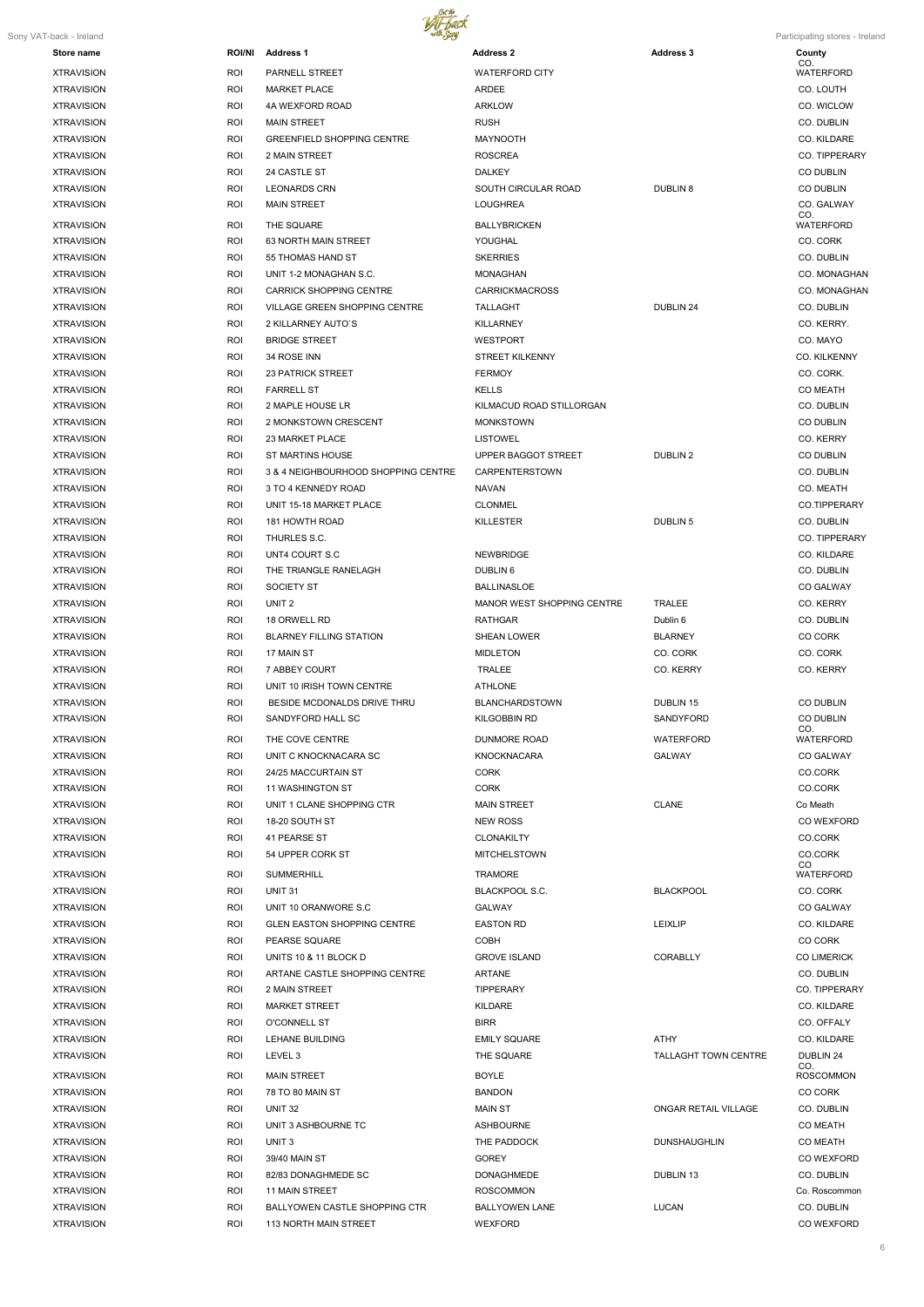| Store name | ROI/NI | Address 1 | Address 2 | Address 3 | County |
|---|---|---|---|---|---|
| XTRAVISION | ROI | PARNELL STREET | WATERFORD CITY | | CO. WATERFORD |
| XTRAVISION | ROI | MARKET PLACE | ARDEE | | CO. LOUTH |
| XTRAVISION | ROI | 4A WEXFORD ROAD | ARKLOW | | CO. WICLOW |
| XTRAVISION | ROI | MAIN STREET | RUSH | | CO. DUBLIN |
| XTRAVISION | ROI | GREENFIELD SHOPPING CENTRE | MAYNOOTH | | CO. KILDARE |
| XTRAVISION | ROI | 2 MAIN STREET | ROSCREA | | CO. TIPPERARY |
| XTRAVISION | ROI | 24 CASTLE ST | DALKEY | | CO DUBLIN |
| XTRAVISION | ROI | LEONARDS CRN | SOUTH CIRCULAR ROAD | DUBLIN 8 | CO DUBLIN |
| XTRAVISION | ROI | MAIN STREET | LOUGHREA | | CO. GALWAY |
| XTRAVISION | ROI | THE SQUARE | BALLYBRICKEN | | CO. WATERFORD |
| XTRAVISION | ROI | 63 NORTH MAIN STREET | YOUGHAL | | CO. CORK |
| XTRAVISION | ROI | 55 THOMAS HAND ST | SKERRIES | | CO. DUBLIN |
| XTRAVISION | ROI | UNIT 1-2 MONAGHAN S.C. | MONAGHAN | | CO. MONAGHAN |
| XTRAVISION | ROI | CARRICK SHOPPING CENTRE | CARRICKMACROSS | | CO. MONAGHAN |
| XTRAVISION | ROI | VILLAGE GREEN SHOPPING CENTRE | TALLAGHT | DUBLIN 24 | CO. DUBLIN |
| XTRAVISION | ROI | 2 KILLARNEY AUTO`S | KILLARNEY | | CO. KERRY. |
| XTRAVISION | ROI | BRIDGE STREET | WESTPORT | | CO. MAYO |
| XTRAVISION | ROI | 34 ROSE INN | STREET KILKENNY | | CO. KILKENNY |
| XTRAVISION | ROI | 23 PATRICK STREET | FERMOY | | CO. CORK. |
| XTRAVISION | ROI | FARRELL ST | KELLS | | CO MEATH |
| XTRAVISION | ROI | 2 MAPLE HOUSE LR | KILMACUD ROAD STILLORGAN | | CO. DUBLIN |
| XTRAVISION | ROI | 2 MONKSTOWN CRESCENT | MONKSTOWN | | CO DUBLIN |
| XTRAVISION | ROI | 23 MARKET PLACE | LISTOWEL | | CO. KERRY |
| XTRAVISION | ROI | ST MARTINS HOUSE | UPPER BAGGOT STREET | DUBLIN 2 | CO DUBLIN |
| XTRAVISION | ROI | 3 & 4 NEIGHBOURHOOD SHOPPING CENTRE | CARPENTERSTOWN | | CO. DUBLIN |
| XTRAVISION | ROI | 3 TO 4 KENNEDY ROAD | NAVAN | | CO. MEATH |
| XTRAVISION | ROI | UNIT 15-18 MARKET PLACE | CLONMEL | | CO.TIPPERARY |
| XTRAVISION | ROI | 181 HOWTH ROAD | KILLESTER | DUBLIN 5 | CO. DUBLIN |
| XTRAVISION | ROI | THURLES S.C. | | | CO. TIPPERARY |
| XTRAVISION | ROI | UNT4 COURT S.C | NEWBRIDGE | | CO. KILDARE |
| XTRAVISION | ROI | THE TRIANGLE RANELAGH | DUBLIN 6 | | CO. DUBLIN |
| XTRAVISION | ROI | SOCIETY ST | BALLINASLOE | | CO GALWAY |
| XTRAVISION | ROI | UNIT 2 | MANOR WEST SHOPPING CENTRE | TRALEE | CO. KERRY |
| XTRAVISION | ROI | 18 ORWELL RD | RATHGAR | Dublin 6 | CO. DUBLIN |
| XTRAVISION | ROI | BLARNEY FILLING STATION | SHEAN LOWER | BLARNEY | CO CORK |
| XTRAVISION | ROI | 17 MAIN ST | MIDLETON | CO. CORK | CO. CORK |
| XTRAVISION | ROI | 7 ABBEY COURT | TRALEE | CO. KERRY | CO. KERRY |
| XTRAVISION | ROI | UNIT 10 IRISH TOWN CENTRE | ATHLONE | | |
| XTRAVISION | ROI | BESIDE MCDONALDS DRIVE THRU | BLANCHARDSTOWN | DUBLIN 15 | CO DUBLIN |
| XTRAVISION | ROI | SANDYFORD HALL SC | KILGOBBIN RD | SANDYFORD | CO DUBLIN |
| XTRAVISION | ROI | THE COVE CENTRE | DUNMORE ROAD | WATERFORD | CO. WATERFORD |
| XTRAVISION | ROI | UNIT C KNOCKNACARA SC | KNOCKNACARA | GALWAY | CO GALWAY |
| XTRAVISION | ROI | 24/25 MACCURTAIN ST | CORK | | CO.CORK |
| XTRAVISION | ROI | 11 WASHINGTON ST | CORK | | CO.CORK |
| XTRAVISION | ROI | UNIT 1 CLANE SHOPPING CTR | MAIN STREET | CLANE | Co Meath |
| XTRAVISION | ROI | 18-20 SOUTH ST | NEW ROSS | | CO WEXFORD |
| XTRAVISION | ROI | 41 PEARSE ST | CLONAKILTY | | CO.CORK |
| XTRAVISION | ROI | 54 UPPER CORK ST | MITCHELSTOWN | | CO.CORK |
| XTRAVISION | ROI | SUMMERHILL | TRAMORE | | CO WATERFORD |
| XTRAVISION | ROI | UNIT 31 | BLACKPOOL S.C. | BLACKPOOL | CO. CORK |
| XTRAVISION | ROI | UNIT 10 ORANWORE S.C | GALWAY | | CO GALWAY |
| XTRAVISION | ROI | GLEN EASTON SHOPPING CENTRE | EASTON RD | LEIXLIP | CO. KILDARE |
| XTRAVISION | ROI | PEARSE SQUARE | COBH | | CO CORK |
| XTRAVISION | ROI | UNITS 10 & 11 BLOCK D | GROVE ISLAND | CORABLLY | CO LIMERICK |
| XTRAVISION | ROI | ARTANE CASTLE SHOPPING CENTRE | ARTANE | | CO. DUBLIN |
| XTRAVISION | ROI | 2 MAIN STREET | TIPPERARY | | CO. TIPPERARY |
| XTRAVISION | ROI | MARKET STREET | KILDARE | | CO. KILDARE |
| XTRAVISION | ROI | O'CONNELL ST | BIRR | | CO. OFFALY |
| XTRAVISION | ROI | LEHANE BUILDING | EMILY SQUARE | ATHY | CO. KILDARE |
| XTRAVISION | ROI | LEVEL 3 | THE SQUARE | TALLAGHT TOWN CENTRE | DUBLIN 24 |
| XTRAVISION | ROI | MAIN STREET | BOYLE | | CO. ROSCOMMON |
| XTRAVISION | ROI | 78 TO 80 MAIN ST | BANDON | | CO CORK |
| XTRAVISION | ROI | UNIT 32 | MAIN ST | ONGAR RETAIL VILLAGE | CO. DUBLIN |
| XTRAVISION | ROI | UNIT 3 ASHBOURNE TC | ASHBOURNE | | CO MEATH |
| XTRAVISION | ROI | UNIT 3 | THE PADDOCK | DUNSHAUGHLIN | CO MEATH |
| XTRAVISION | ROI | 39/40 MAIN ST | GOREY | | CO WEXFORD |
| XTRAVISION | ROI | 82/83 DONAGHMEDE SC | DONAGHMEDE | DUBLIN 13 | CO. DUBLIN |
| XTRAVISION | ROI | 11 MAIN STREET | ROSCOMMON | | Co. Roscommon |
| XTRAVISION | ROI | BALLYOWEN CASTLE SHOPPING CTR | BALLYOWEN LANE | LUCAN | CO. DUBLIN |
| XTRAVISION | ROI | 113 NORTH MAIN STREET | WEXFORD | | CO WEXFORD |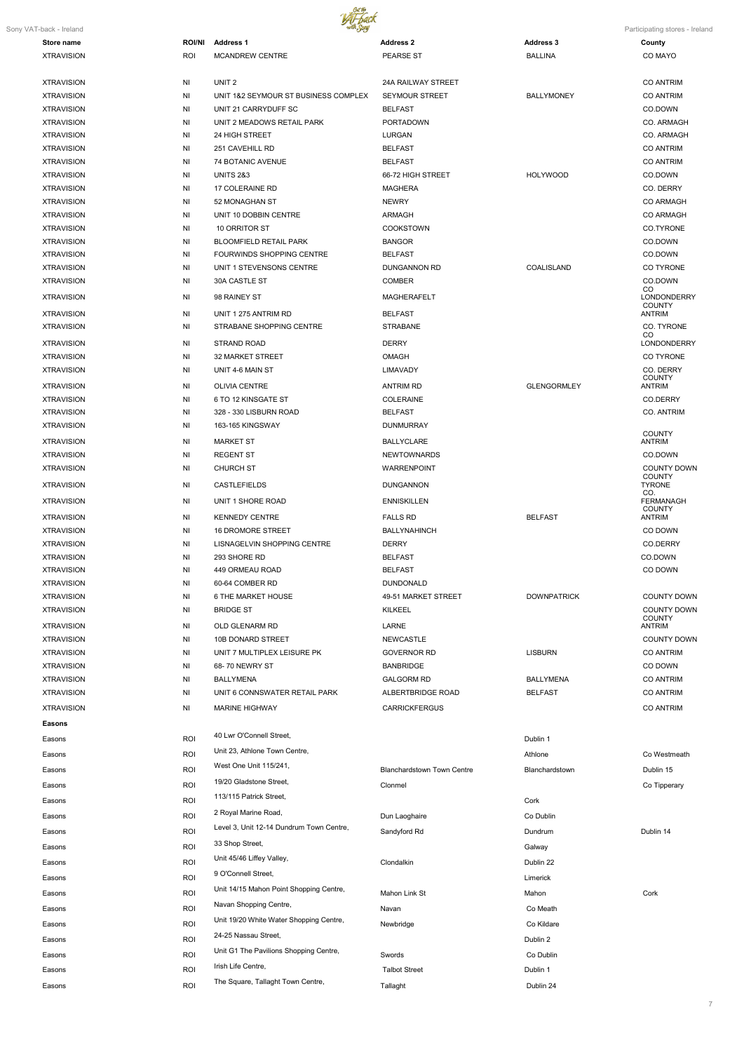| Store name | ROI/NI | Address 1 | Address 2 | Address 3 | County |
|---|---|---|---|---|---|
| XTRAVISION | ROI | MCANDREW CENTRE | PEARSE ST | BALLINA | CO MAYO |
| XTRAVISION | NI | UNIT 2 | 24A RAILWAY STREET | | CO ANTRIM |
| XTRAVISION | NI | UNIT 1&2 SEYMOUR ST BUSINESS COMPLEX | SEYMOUR STREET | BALLYMONEY | CO ANTRIM |
| XTRAVISION | NI | UNIT 21 CARRYDUFF SC | BELFAST | | CO.DOWN |
| XTRAVISION | NI | UNIT 2 MEADOWS RETAIL PARK | PORTADOWN | | CO. ARMAGH |
| XTRAVISION | NI | 24 HIGH STREET | LURGAN | | CO. ARMAGH |
| XTRAVISION | NI | 251 CAVEHILL RD | BELFAST | | CO ANTRIM |
| XTRAVISION | NI | 74 BOTANIC AVENUE | BELFAST | | CO ANTRIM |
| XTRAVISION | NI | UNITS 2&3 | 66-72 HIGH STREET | HOLYWOOD | CO.DOWN |
| XTRAVISION | NI | 17 COLERAINE RD | MAGHERA | | CO. DERRY |
| XTRAVISION | NI | 52 MONAGHAN ST | NEWRY | | CO ARMAGH |
| XTRAVISION | NI | UNIT 10 DOBBIN CENTRE | ARMAGH | | CO ARMAGH |
| XTRAVISION | NI | 10 ORRITOR ST | COOKSTOWN | | CO.TYRONE |
| XTRAVISION | NI | BLOOMFIELD RETAIL PARK | BANGOR | | CO.DOWN |
| XTRAVISION | NI | FOURWINDS SHOPPING CENTRE | BELFAST | | CO.DOWN |
| XTRAVISION | NI | UNIT 1 STEVENSONS CENTRE | DUNGANNON RD | COALISLAND | CO TYRONE |
| XTRAVISION | NI | 30A CASTLE ST | COMBER | | CO.DOWN |
| XTRAVISION | NI | 98 RAINEY ST | MAGHERAFELT | | CO LONDONDERRY |
| XTRAVISION | NI | UNIT 1 275 ANTRIM RD | BELFAST | | COUNTY ANTRIM |
| XTRAVISION | NI | STRABANE SHOPPING CENTRE | STRABANE | | CO. TYRONE |
| XTRAVISION | NI | STRAND ROAD | DERRY | | CO LONDONDERRY |
| XTRAVISION | NI | 32 MARKET STREET | OMAGH | | CO TYRONE |
| XTRAVISION | NI | UNIT 4-6 MAIN ST | LIMAVADY | | CO. DERRY |
| XTRAVISION | NI | OLIVIA CENTRE | ANTRIM RD | GLENGORMLEY | COUNTY ANTRIM |
| XTRAVISION | NI | 6 TO 12 KINSGATE ST | COLERAINE | | CO.DERRY |
| XTRAVISION | NI | 328 - 330 LISBURN ROAD | BELFAST | | CO. ANTRIM |
| XTRAVISION | NI | 163-165 KINGSWAY | DUNMURRAY | | |
| XTRAVISION | NI | MARKET ST | BALLYCLARE | | COUNTY ANTRIM |
| XTRAVISION | NI | REGENT ST | NEWTOWNARDS | | CO.DOWN |
| XTRAVISION | NI | CHURCH ST | WARRENPOINT | | COUNTY DOWN |
| XTRAVISION | NI | CASTLEFIELDS | DUNGANNON | | COUNTY TYRONE |
| XTRAVISION | NI | UNIT 1 SHORE ROAD | ENNISKILLEN | | CO. FERMANAGH |
| XTRAVISION | NI | KENNEDY CENTRE | FALLS RD | BELFAST | COUNTY ANTRIM |
| XTRAVISION | NI | 16 DROMORE STREET | BALLYNAHINCH | | CO DOWN |
| XTRAVISION | NI | LISNAGELVIN SHOPPING CENTRE | DERRY | | CO.DERRY |
| XTRAVISION | NI | 293 SHORE RD | BELFAST | | CO.DOWN |
| XTRAVISION | NI | 449 ORMEAU ROAD | BELFAST | | CO DOWN |
| XTRAVISION | NI | 60-64 COMBER RD | DUNDONALD | | |
| XTRAVISION | NI | 6 THE MARKET HOUSE | 49-51 MARKET STREET | DOWNPATRICK | COUNTY DOWN |
| XTRAVISION | NI | BRIDGE ST | KILKEEL | | COUNTY DOWN |
| XTRAVISION | NI | OLD GLENARM RD | LARNE | | COUNTY ANTRIM |
| XTRAVISION | NI | 10B DONARD STREET | NEWCASTLE | | COUNTY DOWN |
| XTRAVISION | NI | UNIT 7 MULTIPLEX LEISURE PK | GOVERNOR RD | LISBURN | CO ANTRIM |
| XTRAVISION | NI | 68- 70 NEWRY ST | BANBRIDGE | | CO DOWN |
| XTRAVISION | NI | BALLYMENA | GALGORM RD | BALLYMENA | CO ANTRIM |
| XTRAVISION | NI | UNIT 6 CONNSWATER RETAIL PARK | ALBERTBRIDGE ROAD | BELFAST | CO ANTRIM |
| XTRAVISION | NI | MARINE HIGHWAY | CARRICKFERGUS | | CO ANTRIM |
| **Easons** | | | | | |
| Easons | ROI | 40 Lwr O'Connell Street, | | Dublin 1 | |
| Easons | ROI | Unit 23, Athlone Town Centre, | | Athlone | Co Westmeath |
| Easons | ROI | West One Unit 115/241, | Blanchardstown Town Centre | Blanchardstown | Dublin 15 |
| Easons | ROI | 19/20 Gladstone Street, | Clonmel | | Co Tipperary |
| Easons | ROI | 113/115 Patrick Street, | | Cork | |
| Easons | ROI | 2 Royal Marine Road, | Dun Laoghaire | Co Dublin | |
| Easons | ROI | Level 3, Unit 12-14 Dundrum Town Centre, | Sandyford Rd | Dundrum | Dublin 14 |
| Easons | ROI | 33 Shop Street, | | Galway | |
| Easons | ROI | Unit 45/46 Liffey Valley, | Clondalkin | Dublin 22 | |
| Easons | ROI | 9 O'Connell Street, | | Limerick | |
| Easons | ROI | Unit 14/15 Mahon Point Shopping Centre, | Mahon Link St | Mahon | Cork |
| Easons | ROI | Navan Shopping Centre, | Navan | Co Meath | |
| Easons | ROI | Unit 19/20 White Water Shopping Centre, | Newbridge | Co Kildare | |
| Easons | ROI | 24-25 Nassau Street, | | Dublin 2 | |
| Easons | ROI | Unit G1 The Pavilions Shopping Centre, | Swords | Co Dublin | |
| Easons | ROI | Irish Life Centre, | Talbot Street | Dublin 1 | |
| Easons | ROI | The Square, Tallaght Town Centre, | Tallaght | Dublin 24 | |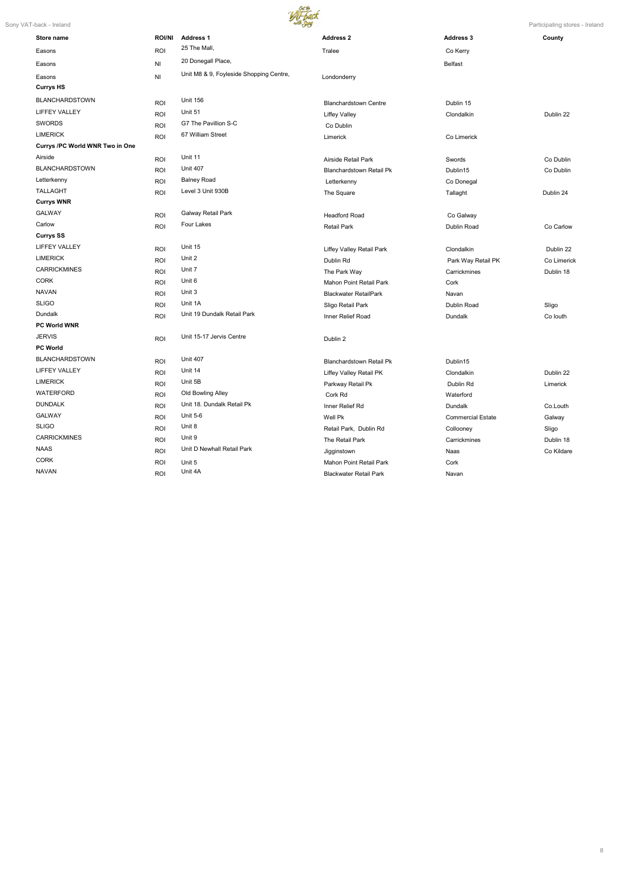| Store name | ROI/NI | Address 1 | Address 2 | Address 3 | County |
|---|---|---|---|---|---|
| Easons | ROI | 25 The Mall, | Tralee | Co Kerry | |
| Easons | NI | 20 Donegall Place, | | Belfast | |
| Easons | NI | Unit M8 & 9, Foyleside Shopping Centre, | Londonderry | | |
| **Currys HS** | | | | | |
| BLANCHARDSTOWN | ROI | Unit 156 | Blanchardstown Centre | Dublin 15 | |
| LIFFEY VALLEY | ROI | Unit 51 | Liffey Valley | Clondalkin | Dublin 22 |
| SWORDS | ROI | G7 The Pavillion S-C | Co Dublin | | |
| LIMERICK | ROI | 67 William Street | Limerick | Co Limerick | |
| **Currys /PC World WNR Two in One** | | | | | |
| Airside | ROI | Unit 11 | Airside Retail Park | Swords | Co Dublin |
| BLANCHARDSTOWN | ROI | Unit 407 | Blanchardstown Retail Pk | Dublin15 | Co Dublin |
| Letterkenny | ROI | Balney Road | Letterkenny | Co Donegal | |
| TALLAGHT | ROI | Level 3 Unit 930B | The Square | Tallaght | Dublin 24 |
| **Currys WNR** | | | | | |
| GALWAY | ROI | Galway Retail Park | Headford Road | Co Galway | |
| Carlow | ROI | Four Lakes | Retail Park | Dublin Road | Co Carlow |
| **Currys SS** | | | | | |
| LIFFEY VALLEY | ROI | Unit 15 | Liffey Valley Retail Park | Clondalkin | Dublin 22 |
| LIMERICK | ROI | Unit 2 | Dublin Rd | Park Way Retail PK | Co Limerick |
| CARRICKMINES | ROI | Unit 7 | The Park Way | Carrickmines | Dublin 18 |
| CORK | ROI | Unit 6 | Mahon Point Retail Park | Cork | |
| NAVAN | ROI | Unit 3 | Blackwater RetailPark | Navan | |
| SLIGO | ROI | Unit 1A | Sligo Retail Park | Dublin Road | Sligo |
| Dundalk | ROI | Unit 19 Dundalk Retail Park | Inner Relief Road | Dundalk | Co louth |
| **PC World WNR** | | | | | |
| JERVIS | ROI | Unit 15-17 Jervis Centre | Dublin 2 | | |
| **PC World** | | | | | |
| BLANCHARDSTOWN | ROI | Unit 407 | Blanchardstown Retail Pk | Dublin15 | |
| LIFFEY VALLEY | ROI | Unit 14 | Liffey Valley Retail PK | Clondalkin | Dublin 22 |
| LIMERICK | ROI | Unit 5B | Parkway Retail Pk | Dublin Rd | Limerick |
| WATERFORD | ROI | Old Bowling Alley | Cork Rd | Waterford | |
| DUNDALK | ROI | Unit 18. Dundalk Retail Pk | Inner Relief Rd | Dundalk | Co.Louth |
| GALWAY | ROI | Unit 5-6 | Well Pk | Commercial Estate | Galway |
| SLIGO | ROI | Unit 8 | Retail Park, Dublin Rd | Collooney | Sligo |
| CARRICKMINES | ROI | Unit 9 | The Retail Park | Carrickmines | Dublin 18 |
| NAAS | ROI | Unit D Newhall Retail Park | Jigginstown | Naas | Co Kildare |
| CORK | ROI | Unit 5 | Mahon Point Retail Park | Cork | |
| NAVAN | ROI | Unit 4A | Blackwater Retail Park | Navan | |